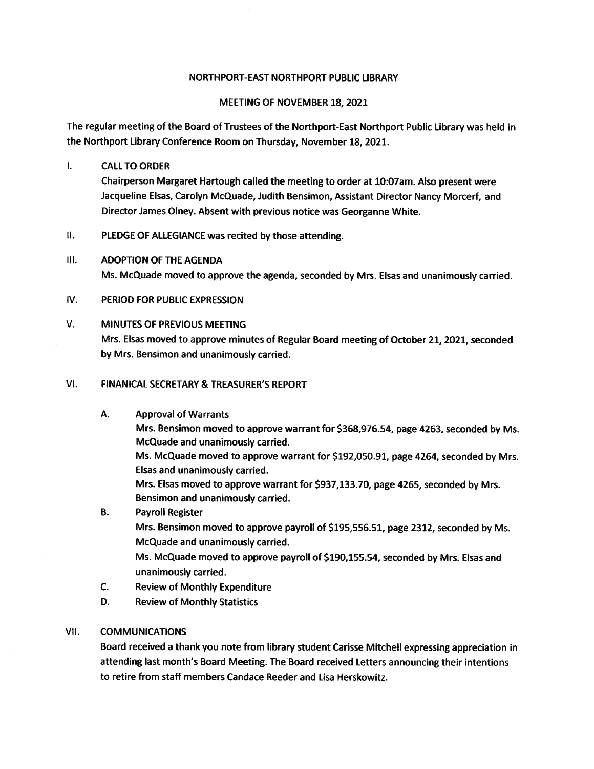# NORTHPORT-EAST NORTHPORT PUBLIC LIBRARY

## MEETING OF NOVEMBER 18, 2021

The regular meeting of the Board of Trustees of the Northport-East Northport Public Library was held in the Northport Library Conference Room on Thursday, November 18, 2021.

I. CALL TO ORDER

Chairperson Margaret Hartough called the meeting to order at 10:07am. Also present were Jacqueline Elsas, Carolyn McQuade, Judith Bensimon, Assistant Director Nancy Morcerf, and Director James Olney. Absent with previous notice was Georganne White.

II. PLEDGE OF ALLEGIANCE was recited by those attending.

III. ADOPTION OF THE AGENDA

Ms. McQuade moved to approve the agenda, seconded by Mrs. Elsas and unanimously carried.

IV. PERIOD FOR PUBLIC EXPRESSION

V. MINUTES OF PREVIOUS MEETING

Mrs. Elsas moved to approve minutes of Regular Board meeting of October 21, 2021, seconded by Mrs. Bensimon and unanimously carried.

VI. FINANICAL SECRETARY & TREASURER'S REPORT

A. Approval of Warrants

Mrs. Bensimon moved to approve warrant for $368,976.54, page 4263, seconded by Ms. McQuade and unanimously carried.

Ms. McQuade moved to approve warrant for $192,050.91, page 4264, seconded by Mrs. Elsas and unanimously carried.

Mrs. Elsas moved to approve warrant for $937,133.70, page 4265, seconded by Mrs. Bensimon and unanimously carried.

B. Payroll Register

Mrs. Bensimon moved to approve payroll of $195,556.51, page 2312, seconded by Ms. McQuade and unanimously carried.

Ms. McQuade moved to approve payroll of $190,155.54, seconded by Mrs. Elsas and unanimously carried.

C. Review of Monthly Expenditure

D. Review of Monthly Statistics

VII. COMMUNICATIONS

Board received a thank you note from library student Carisse Mitchell expressing appreciation in attending last month's Board Meeting. The Board received Letters announcing their intentions to retire from staff members Candace Reeder and Lisa Herskowitz.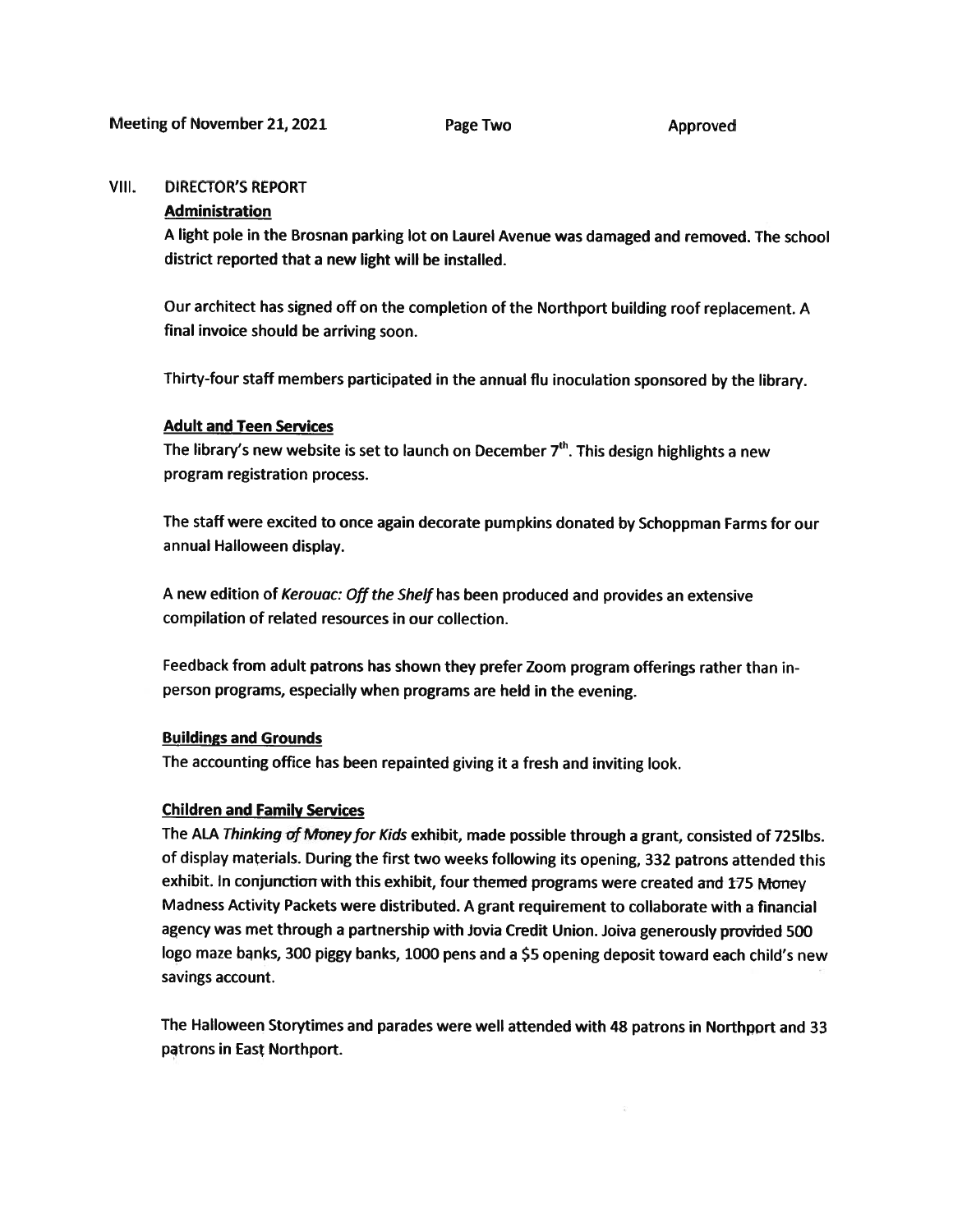Meeting of November 21, 2021 Page Two Approved

VIII. DIRECTOR'S REPORT

**Administration**

A light pole in the Brosnan parking lot on Laurel Avenue was damaged and removed. The school district reported that a new light will be installed.

Our architect has signed off on the completion of the Northport building roof replacement. A final invoice should be arriving soon.

Thirty-four staff members participated in the annual flu inoculation sponsored by the library.

**Adult and Teen Services**

The library's new website is set to launch on December 7th. This design highlights a new program registration process.

The staff were excited to once again decorate pumpkins donated by Schoppman Farms for our annual Halloween display.

A new edition of *Kerouac: Off the Shelf* has been produced and provides an extensive compilation of related resources in our collection.

Feedback from adult patrons has shown they prefer Zoom program offerings rather than in-person programs, especially when programs are held in the evening.

**Buildings and Grounds**

The accounting office has been repainted giving it a fresh and inviting look.

**Children and Family Services**

The ALA *Thinking of Money for Kids* exhibit, made possible through a grant, consisted of 725lbs. of display materials. During the first two weeks following its opening, 332 patrons attended this exhibit. In conjunction with this exhibit, four themed programs were created and 175 Money Madness Activity Packets were distributed. A grant requirement to collaborate with a financial agency was met through a partnership with Jovia Credit Union. Joiva generously provided 500 logo maze banks, 300 piggy banks, 1000 pens and a $5 opening deposit toward each child's new savings account.

The Halloween Storytimes and parades were well attended with 48 patrons in Northport and 33 patrons in East Northport.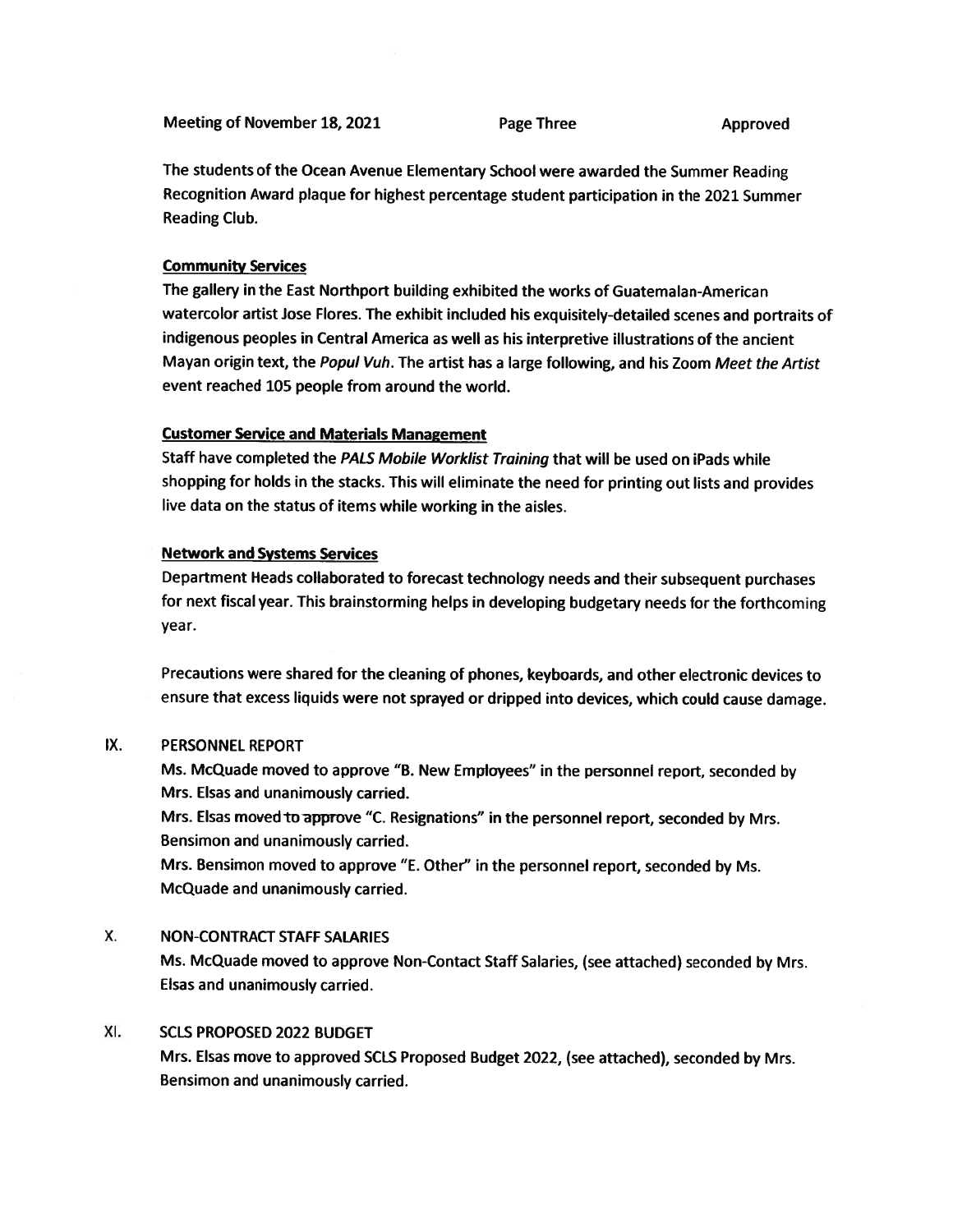The students of the Ocean Avenue Elementary School were awarded the Summer Reading Recognition Award plaque for highest percentage student participation in the 2021 Summer Reading Club.

**Community Services**

The gallery in the East Northport building exhibited the works of Guatemalan-American watercolor artist Jose Flores. The exhibit included his exquisitely-detailed scenes and portraits of indigenous peoples in Central America as well as his interpretive illustrations of the ancient Mayan origin text, the *Popul Vuh*. The artist has a large following, and his Zoom *Meet the Artist* event reached 105 people from around the world.

**Customer Service and Materials Management**

Staff have completed the *PALS Mobile Worklist Training* that will be used on iPads while shopping for holds in the stacks. This will eliminate the need for printing out lists and provides live data on the status of items while working in the aisles.

**Network and Systems Services**

Department Heads collaborated to forecast technology needs and their subsequent purchases for next fiscal year. This brainstorming helps in developing budgetary needs for the forthcoming year.

Precautions were shared for the cleaning of phones, keyboards, and other electronic devices to ensure that excess liquids were not sprayed or dripped into devices, which could cause damage.

## IX. PERSONNEL REPORT

Ms. McQuade moved to approve "B. New Employees" in the personnel report, seconded by Mrs. Elsas and unanimously carried.

Mrs. Elsas moved to approve "C. Resignations" in the personnel report, seconded by Mrs. Bensimon and unanimously carried.

Mrs. Bensimon moved to approve "E. Other" in the personnel report, seconded by Ms. McQuade and unanimously carried.

## X. NON-CONTRACT STAFF SALARIES

Ms. McQuade moved to approve Non-Contact Staff Salaries, (see attached) seconded by Mrs. Elsas and unanimously carried.

## XI. SCLS PROPOSED 2022 BUDGET

Mrs. Elsas move to approved SCLS Proposed Budget 2022, (see attached), seconded by Mrs. Bensimon and unanimously carried.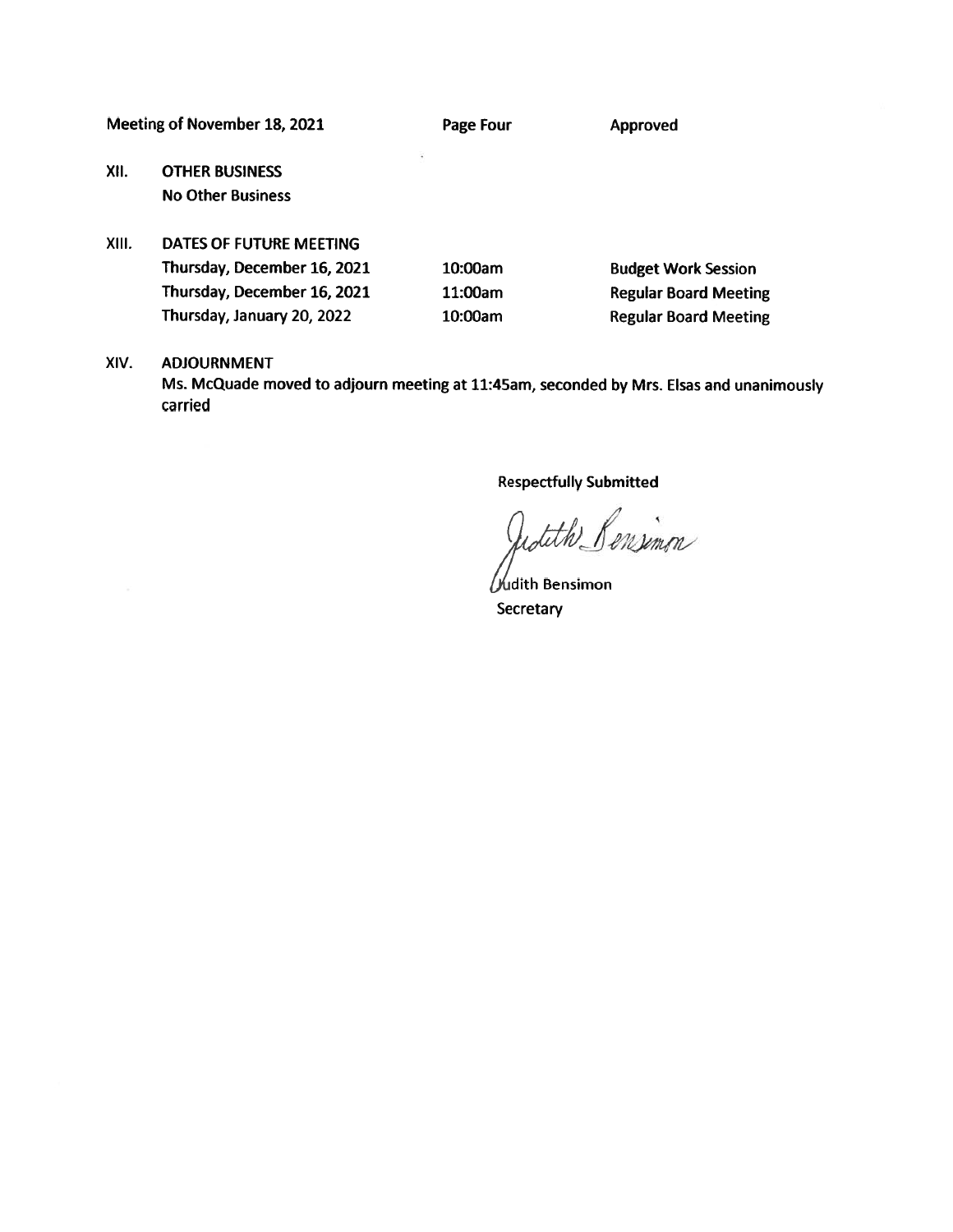Meeting of November 18, 2021 Page Four Approved

## XII. OTHER BUSINESS

No Other Business

## XIII. DATES OF FUTURE MEETING

| | | |
|---|---|---|
| Thursday, December 16, 2021 | 10:00am | Budget Work Session |
| Thursday, December 16, 2021 | 11:00am | Regular Board Meeting |
| Thursday, January 20, 2022 | 10:00am | Regular Board Meeting |

## XIV. ADJOURNMENT

Ms. McQuade moved to adjourn meeting at 11:45am, seconded by Mrs. Elsas and unanimously carried

Respectfully Submitted

Judith Bensimon

Judith Bensimon
Secretary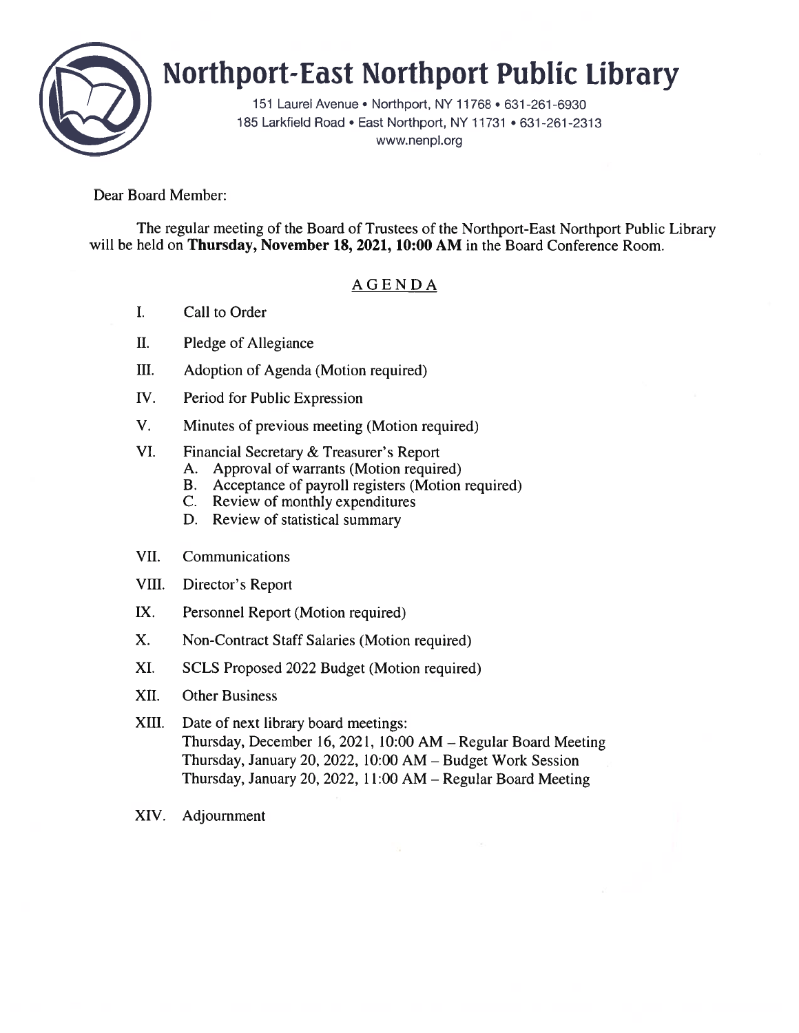# Northport-East Northport Public Library

151 Laurel Avenue • Northport, NY 11768 • 631-261-6930
185 Larkfield Road • East Northport, NY 11731 • 631-261-2313
www.nenpl.org

Dear Board Member:

The regular meeting of the Board of Trustees of the Northport-East Northport Public Library will be held on **Thursday, November 18, 2021, 10:00 AM** in the Board Conference Room.

## AGENDA

I. Call to Order

II. Pledge of Allegiance

III. Adoption of Agenda (Motion required)

IV. Period for Public Expression

V. Minutes of previous meeting (Motion required)

VI. Financial Secretary & Treasurer's Report
   - A. Approval of warrants (Motion required)
   - B. Acceptance of payroll registers (Motion required)
   - C. Review of monthly expenditures
   - D. Review of statistical summary

VII. Communications

VIII. Director's Report

IX. Personnel Report (Motion required)

X. Non-Contract Staff Salaries (Motion required)

XI. SCLS Proposed 2022 Budget (Motion required)

XII. Other Business

XIII. Date of next library board meetings:
Thursday, December 16, 2021, 10:00 AM – Regular Board Meeting
Thursday, January 20, 2022, 10:00 AM – Budget Work Session
Thursday, January 20, 2022, 11:00 AM – Regular Board Meeting

XIV. Adjournment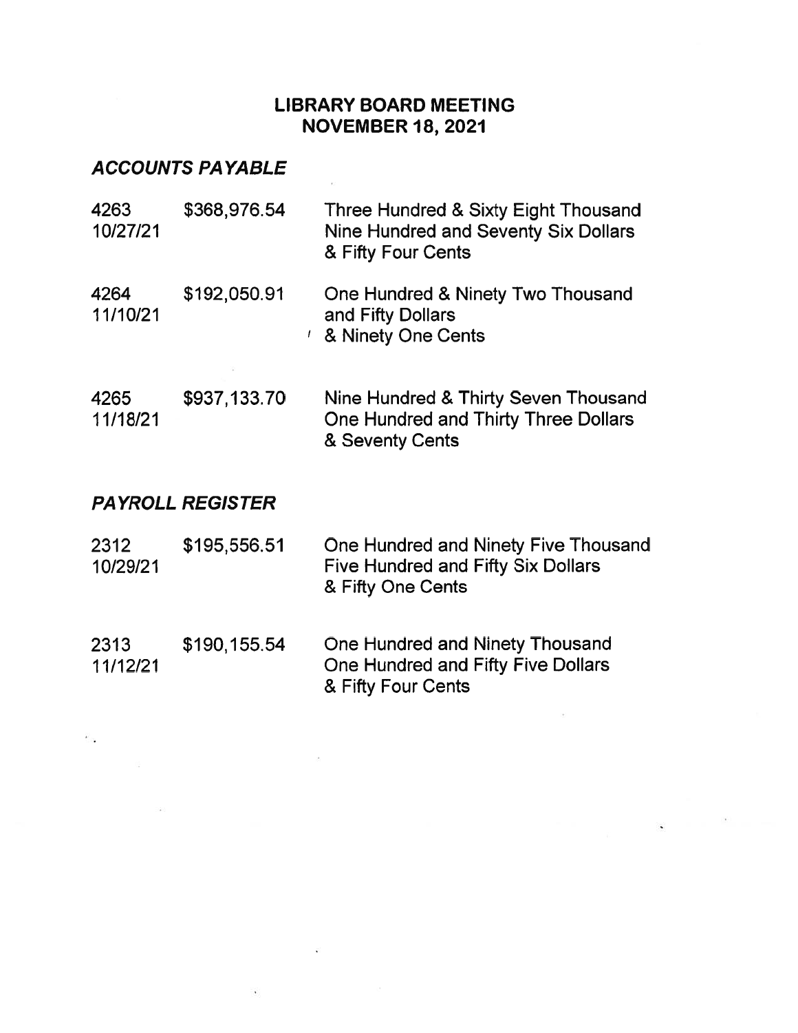# LIBRARY BOARD MEETING
# NOVEMBER 18, 2021

## *ACCOUNTS PAYABLE*

| | | |
|---|---|---|
| 4263<br>10/27/21 | $368,976.54 | Three Hundred & Sixty Eight Thousand Nine Hundred and Seventy Six Dollars & Fifty Four Cents |
| 4264<br>11/10/21 | $192,050.91 | One Hundred & Ninety Two Thousand and Fifty Dollars & Ninety One Cents |
| 4265<br>11/18/21 | $937,133.70 | Nine Hundred & Thirty Seven Thousand One Hundred and Thirty Three Dollars & Seventy Cents |

## *PAYROLL REGISTER*

| | | |
|---|---|---|
| 2312<br>10/29/21 | $195,556.51 | One Hundred and Ninety Five Thousand Five Hundred and Fifty Six Dollars & Fifty One Cents |
| 2313<br>11/12/21 | $190,155.54 | One Hundred and Ninety Thousand One Hundred and Fifty Five Dollars & Fifty Four Cents |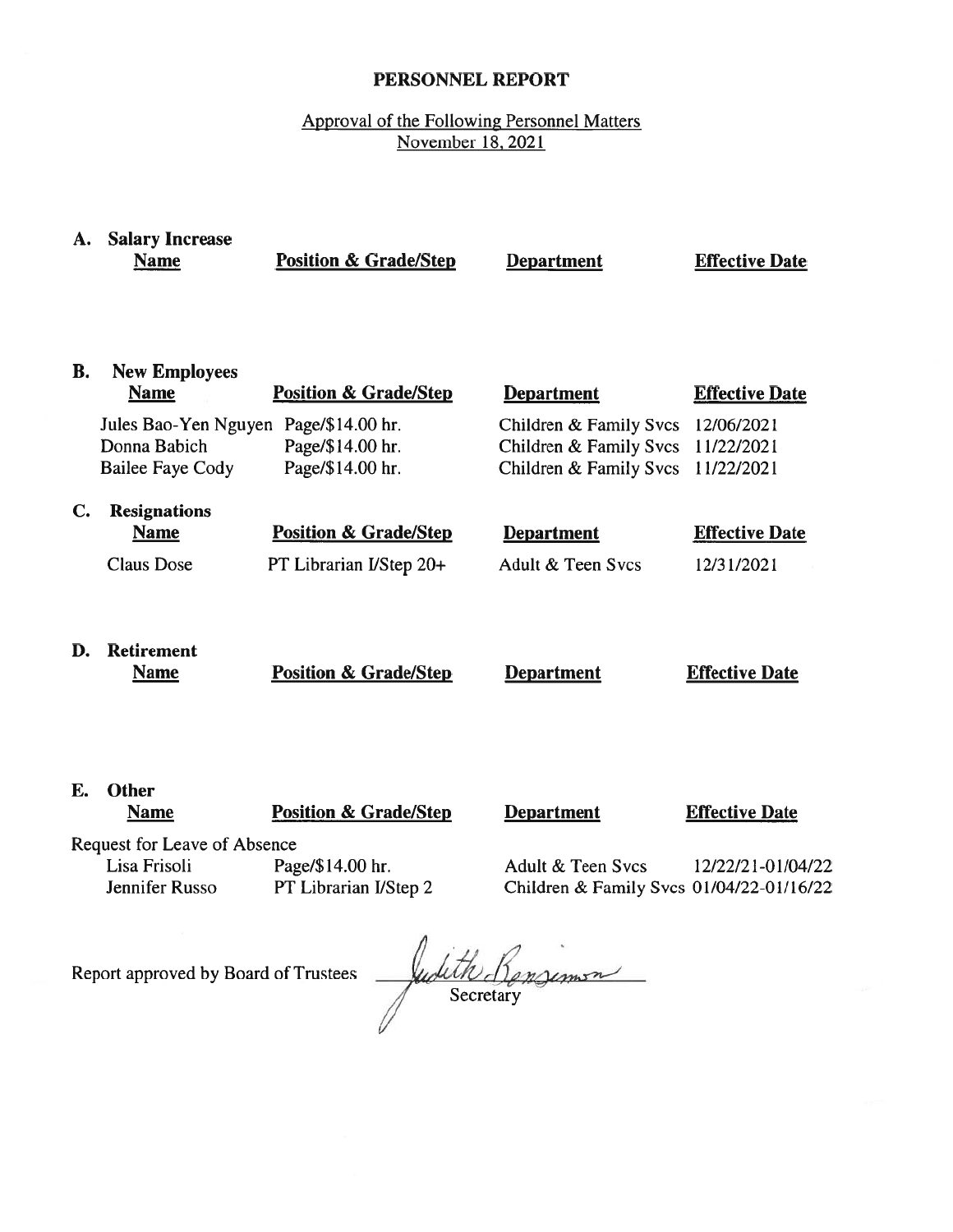# PERSONNEL REPORT

Approval of the Following Personnel Matters
November 18, 2021

## A. Salary Increase

| Name | Position & Grade/Step | Department | Effective Date |
| --- | --- | --- | --- |

## B. New Employees

| Name | Position & Grade/Step | Department | Effective Date |
| --- | --- | --- | --- |
| Jules Bao-Yen Nguyen | Page/$14.00 hr. | Children & Family Svcs | 12/06/2021 |
| Donna Babich | Page/$14.00 hr. | Children & Family Svcs | 11/22/2021 |
| Bailee Faye Cody | Page/$14.00 hr. | Children & Family Svcs | 11/22/2021 |

## C. Resignations

| Name | Position & Grade/Step | Department | Effective Date |
| --- | --- | --- | --- |
| Claus Dose | PT Librarian I/Step 20+ | Adult & Teen Svcs | 12/31/2021 |

## D. Retirement

| Name | Position & Grade/Step | Department | Effective Date |
| --- | --- | --- | --- |

## E. Other

| Name | Position & Grade/Step | Department | Effective Date |
| --- | --- | --- | --- |
| Request for Leave of Absence | | | |
| Lisa Frisoli | Page/$14.00 hr. | Adult & Teen Svcs | 12/22/21-01/04/22 |
| Jennifer Russo | PT Librarian I/Step 2 | Children & Family Svcs | 01/04/22-01/16/22 |

Report approved by Board of Trustees Judith Bensimon
Secretary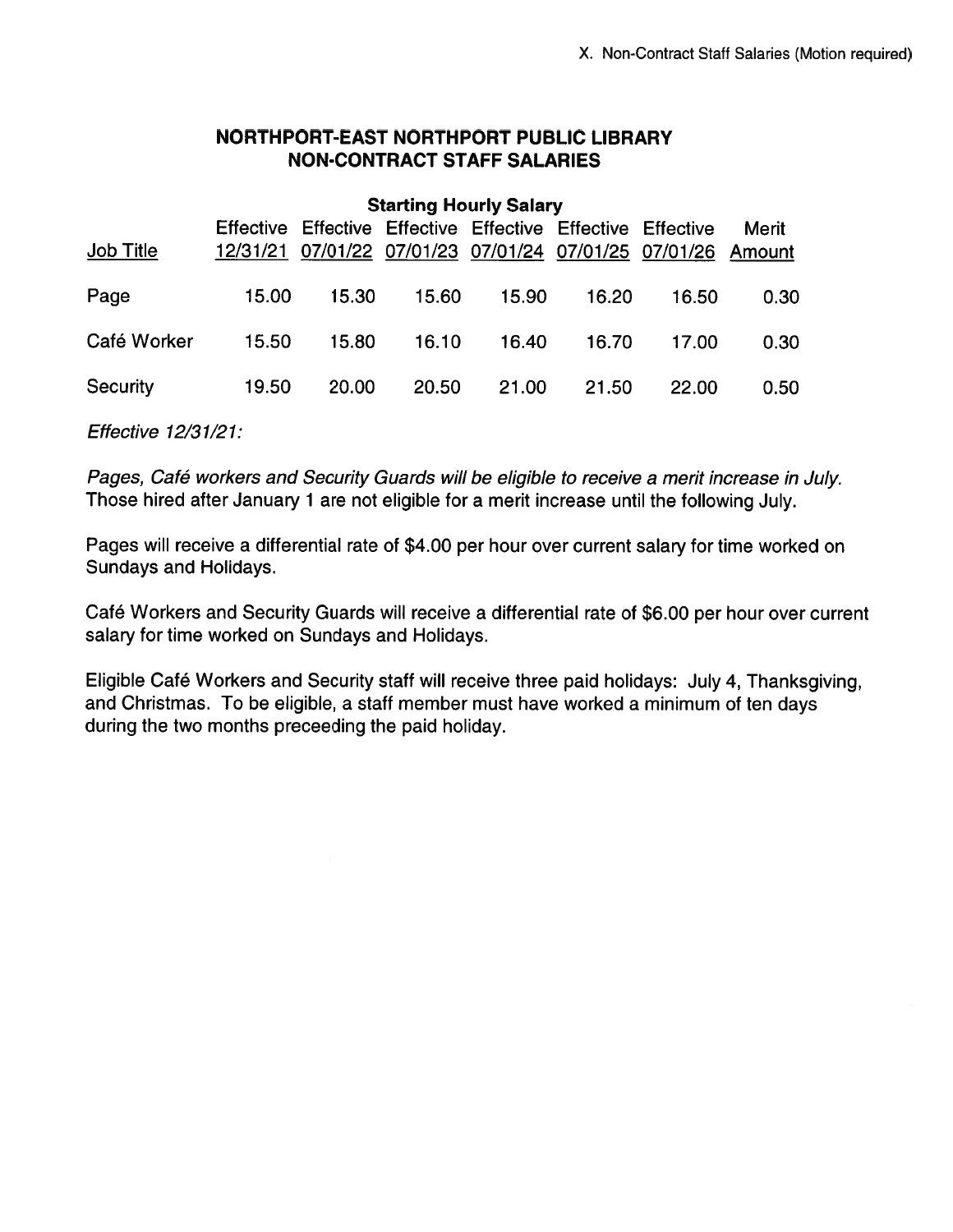X. Non-Contract Staff Salaries (Motion required)

## NORTHPORT-EAST NORTHPORT PUBLIC LIBRARY
## NON-CONTRACT STAFF SALARIES

| | Starting Hourly Salary | | | | | | |
|---|---|---|---|---|---|---|---|
| Job Title | Effective 12/31/21 | Effective 07/01/22 | Effective 07/01/23 | Effective 07/01/24 | Effective 07/01/25 | Effective 07/01/26 | Merit Amount |
| Page | 15.00 | 15.30 | 15.60 | 15.90 | 16.20 | 16.50 | 0.30 |
| Café Worker | 15.50 | 15.80 | 16.10 | 16.40 | 16.70 | 17.00 | 0.30 |
| Security | 19.50 | 20.00 | 20.50 | 21.00 | 21.50 | 22.00 | 0.50 |

*Effective 12/31/21:*

*Pages, Café workers and Security Guards will be eligible to receive a merit increase in July.* Those hired after January 1 are not eligible for a merit increase until the following July.

Pages will receive a differential rate of $4.00 per hour over current salary for time worked on Sundays and Holidays.

Café Workers and Security Guards will receive a differential rate of $6.00 per hour over current salary for time worked on Sundays and Holidays.

Eligible Café Workers and Security staff will receive three paid holidays: July 4, Thanksgiving, and Christmas. To be eligible, a staff member must have worked a minimum of ten days during the two months preceeding the paid holiday.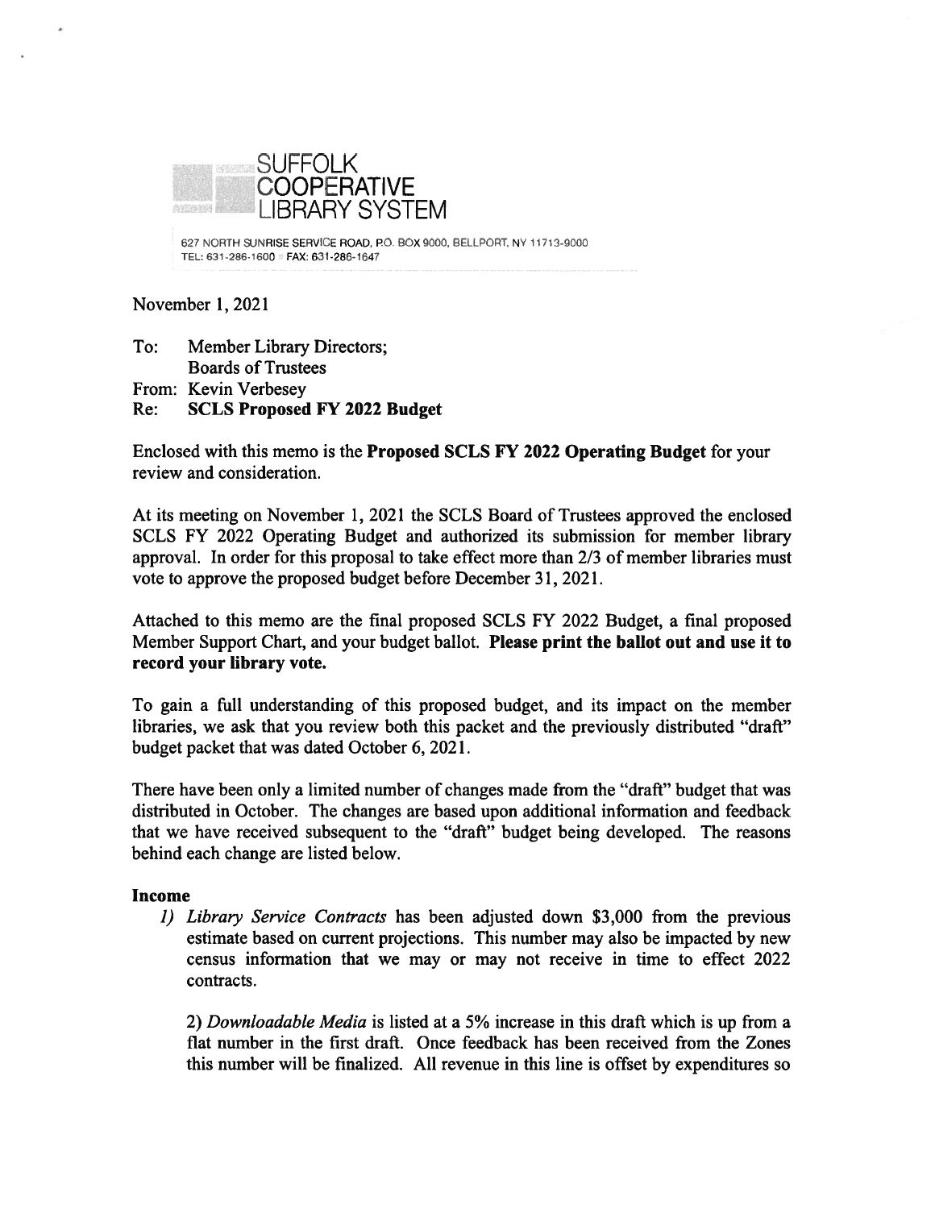# SUFFOLK COOPERATIVE LIBRARY SYSTEM

627 NORTH SUNRISE SERVICE ROAD, P.O. BOX 9000, BELLPORT, NY 11713-9000
TEL: 631-286-1600 FAX: 631-286-1647

November 1, 2021

To: Member Library Directors;
Boards of Trustees
From: Kevin Verbesey
Re: **SCLS Proposed FY 2022 Budget**

Enclosed with this memo is the **Proposed SCLS FY 2022 Operating Budget** for your review and consideration.

At its meeting on November 1, 2021 the SCLS Board of Trustees approved the enclosed SCLS FY 2022 Operating Budget and authorized its submission for member library approval. In order for this proposal to take effect more than 2/3 of member libraries must vote to approve the proposed budget before December 31, 2021.

Attached to this memo are the final proposed SCLS FY 2022 Budget, a final proposed Member Support Chart, and your budget ballot. **Please print the ballot out and use it to record your library vote.**

To gain a full understanding of this proposed budget, and its impact on the member libraries, we ask that you review both this packet and the previously distributed "draft" budget packet that was dated October 6, 2021.

There have been only a limited number of changes made from the "draft" budget that was distributed in October. The changes are based upon additional information and feedback that we have received subsequent to the "draft" budget being developed. The reasons behind each change are listed below.

**Income**

1) *Library Service Contracts* has been adjusted down $3,000 from the previous estimate based on current projections. This number may also be impacted by new census information that we may or may not receive in time to effect 2022 contracts.

2) *Downloadable Media* is listed at a 5% increase in this draft which is up from a flat number in the first draft. Once feedback has been received from the Zones this number will be finalized. All revenue in this line is offset by expenditures so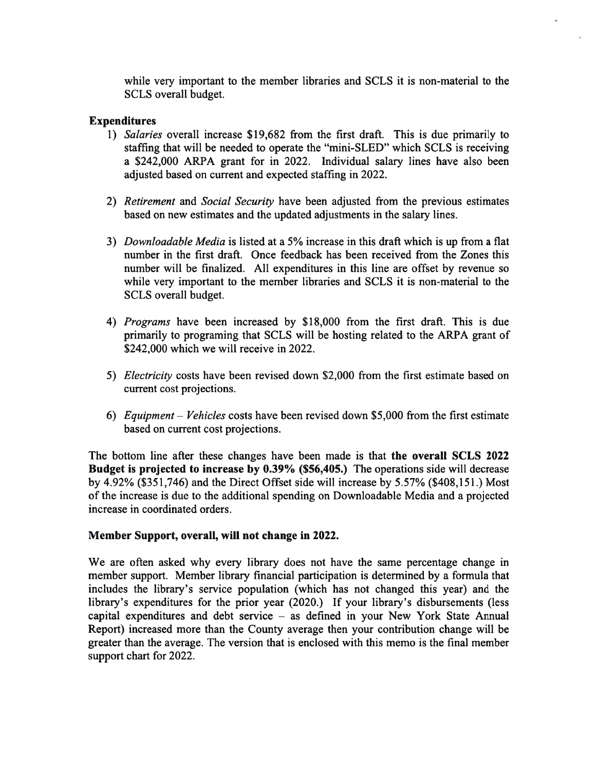while very important to the member libraries and SCLS it is non-material to the SCLS overall budget.

**Expenditures**

1) *Salaries* overall increase $19,682 from the first draft. This is due primarily to staffing that will be needed to operate the "mini-SLED" which SCLS is receiving a $242,000 ARPA grant for in 2022. Individual salary lines have also been adjusted based on current and expected staffing in 2022.

2) *Retirement* and *Social Security* have been adjusted from the previous estimates based on new estimates and the updated adjustments in the salary lines.

3) *Downloadable Media* is listed at a 5% increase in this draft which is up from a flat number in the first draft. Once feedback has been received from the Zones this number will be finalized. All expenditures in this line are offset by revenue so while very important to the member libraries and SCLS it is non-material to the SCLS overall budget.

4) *Programs* have been increased by $18,000 from the first draft. This is due primarily to programing that SCLS will be hosting related to the ARPA grant of $242,000 which we will receive in 2022.

5) *Electricity* costs have been revised down $2,000 from the first estimate based on current cost projections.

6) *Equipment – Vehicles* costs have been revised down $5,000 from the first estimate based on current cost projections.

The bottom line after these changes have been made is that **the overall SCLS 2022 Budget is projected to increase by 0.39% ($56,405.)** The operations side will decrease by 4.92% ($351,746) and the Direct Offset side will increase by 5.57% ($408,151.) Most of the increase is due to the additional spending on Downloadable Media and a projected increase in coordinated orders.

**Member Support, overall, will not change in 2022.**

We are often asked why every library does not have the same percentage change in member support. Member library financial participation is determined by a formula that includes the library's service population (which has not changed this year) and the library's expenditures for the prior year (2020.) If your library's disbursements (less capital expenditures and debt service – as defined in your New York State Annual Report) increased more than the County average then your contribution change will be greater than the average. The version that is enclosed with this memo is the final member support chart for 2022.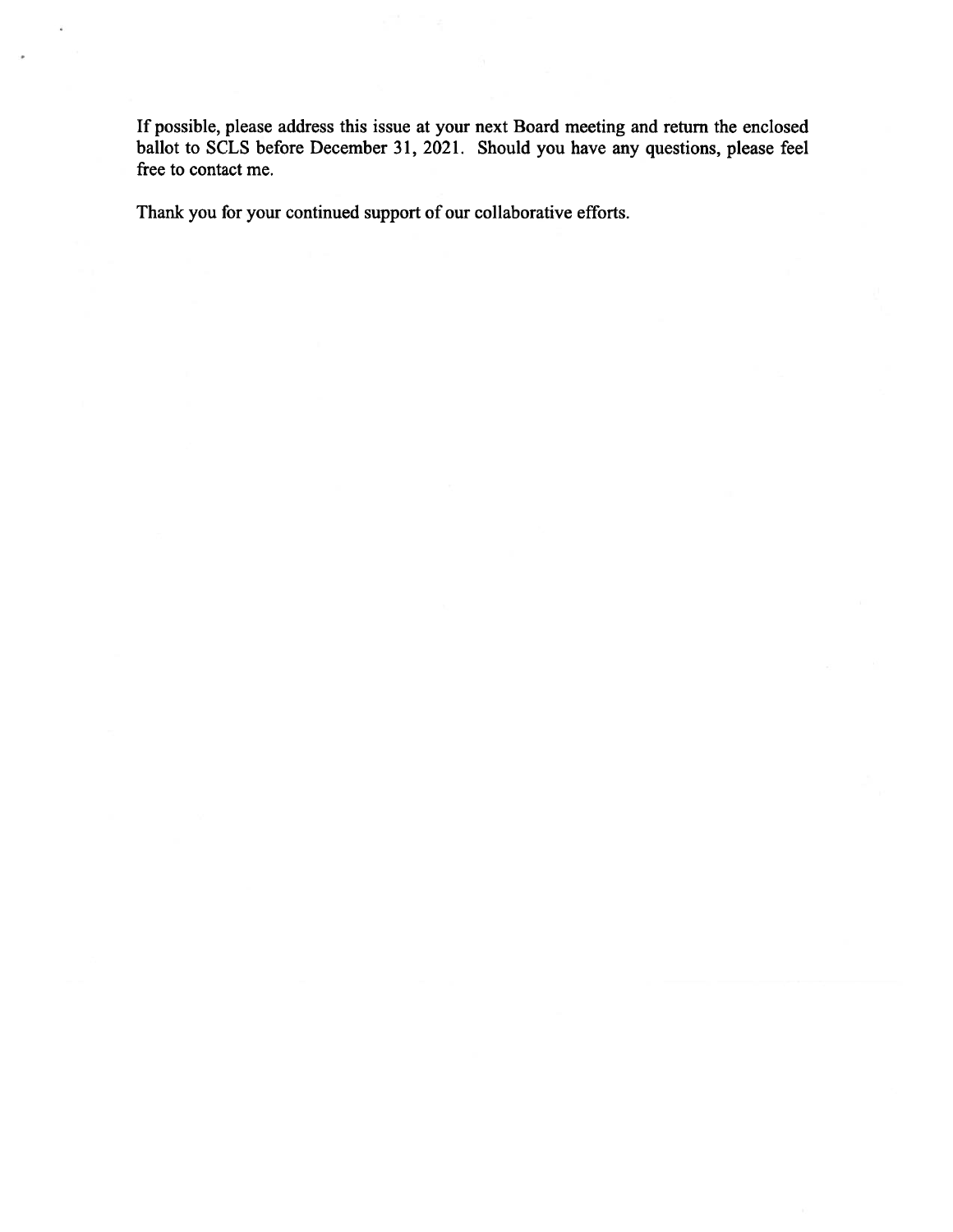If possible, please address this issue at your next Board meeting and return the enclosed ballot to SCLS before December 31, 2021. Should you have any questions, please feel free to contact me.

Thank you for your continued support of our collaborative efforts.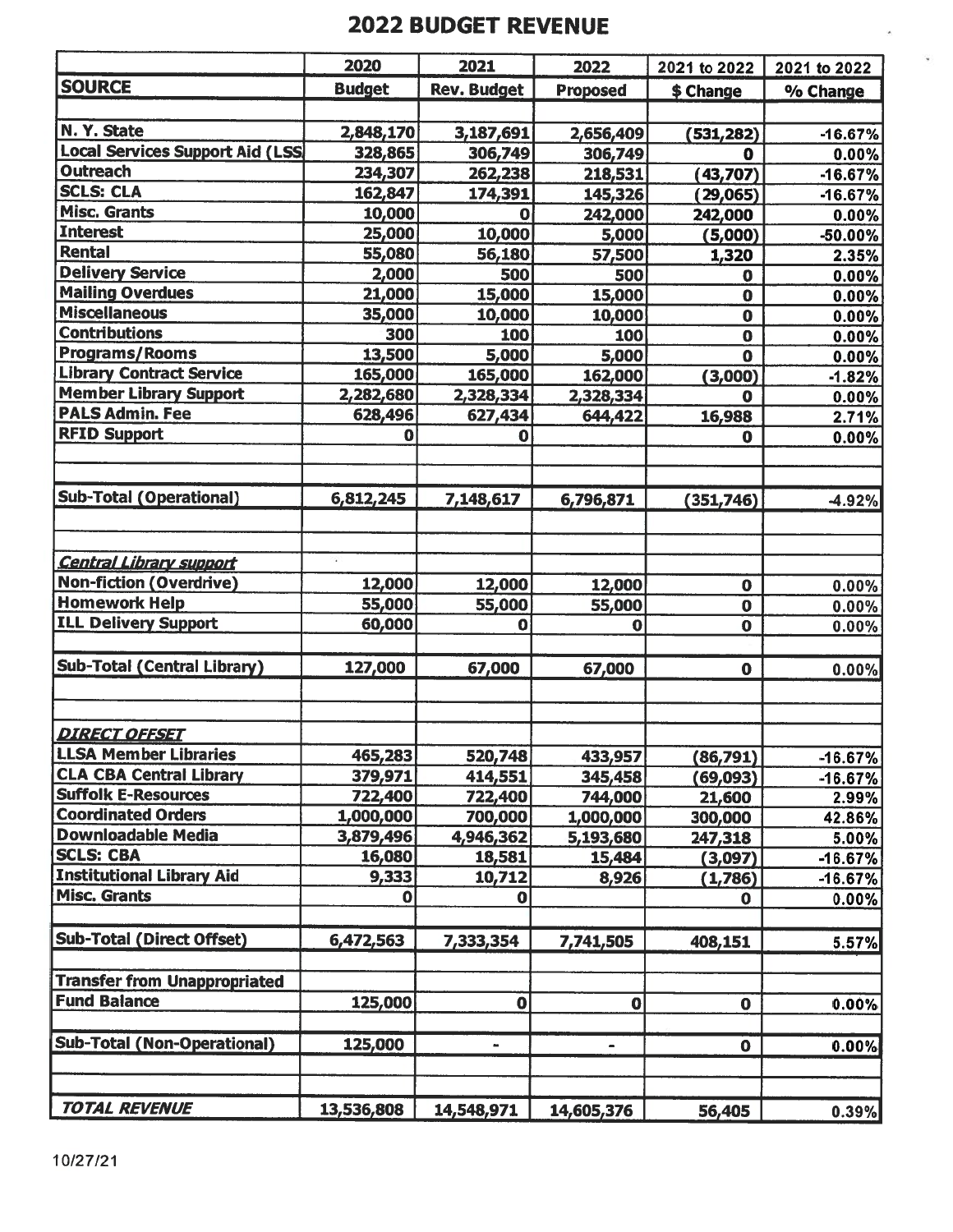# 2022 BUDGET REVENUE

| SOURCE | 2020 Budget | 2021 Rev. Budget | 2022 Proposed | 2021 to 2022 $ Change | 2021 to 2022 % Change |
|---|---|---|---|---|---|
| | | | | | |
| N. Y. State | 2,848,170 | 3,187,691 | 2,656,409 | (531,282) | -16.67% |
| Local Services Support Aid (LSS | 328,865 | 306,749 | 306,749 | 0 | 0.00% |
| Outreach | 234,307 | 262,238 | 218,531 | (43,707) | -16.67% |
| SCLS: CLA | 162,847 | 174,391 | 145,326 | (29,065) | -16.67% |
| Misc. Grants | 10,000 | 0 | 242,000 | 242,000 | 0.00% |
| Interest | 25,000 | 10,000 | 5,000 | (5,000) | -50.00% |
| Rental | 55,080 | 56,180 | 57,500 | 1,320 | 2.35% |
| Delivery Service | 2,000 | 500 | 500 | 0 | 0.00% |
| Mailing Overdues | 21,000 | 15,000 | 15,000 | 0 | 0.00% |
| Miscellaneous | 35,000 | 10,000 | 10,000 | 0 | 0.00% |
| Contributions | 300 | 100 | 100 | 0 | 0.00% |
| Programs/Rooms | 13,500 | 5,000 | 5,000 | 0 | 0.00% |
| Library Contract Service | 165,000 | 165,000 | 162,000 | (3,000) | -1.82% |
| Member Library Support | 2,282,680 | 2,328,334 | 2,328,334 | 0 | 0.00% |
| PALS Admin. Fee | 628,496 | 627,434 | 644,422 | 16,988 | 2.71% |
| RFID Support | 0 | 0 | | 0 | 0.00% |
| | | | | | |
| Sub-Total (Operational) | 6,812,245 | 7,148,617 | 6,796,871 | (351,746) | -4.92% |
| | | | | | |
| ***Central Library support*** | | | | | |
| Non-fiction (Overdrive) | 12,000 | 12,000 | 12,000 | 0 | 0.00% |
| Homework Help | 55,000 | 55,000 | 55,000 | 0 | 0.00% |
| ILL Delivery Support | 60,000 | 0 | 0 | 0 | 0.00% |
| | | | | | |
| Sub-Total (Central Library) | 127,000 | 67,000 | 67,000 | 0 | 0.00% |
| | | | | | |
| ***DIRECT OFFSET*** | | | | | |
| LLSA Member Libraries | 465,283 | 520,748 | 433,957 | (86,791) | -16.67% |
| CLA CBA Central Library | 379,971 | 414,551 | 345,458 | (69,093) | -16.67% |
| Suffolk E-Resources | 722,400 | 722,400 | 744,000 | 21,600 | 2.99% |
| Coordinated Orders | 1,000,000 | 700,000 | 1,000,000 | 300,000 | 42.86% |
| Downloadable Media | 3,879,496 | 4,946,362 | 5,193,680 | 247,318 | 5.00% |
| SCLS: CBA | 16,080 | 18,581 | 15,484 | (3,097) | -16.67% |
| Institutional Library Aid | 9,333 | 10,712 | 8,926 | (1,786) | -16.67% |
| Misc. Grants | 0 | 0 | | 0 | 0.00% |
| | | | | | |
| Sub-Total (Direct Offset) | 6,472,563 | 7,333,354 | 7,741,505 | 408,151 | 5.57% |
| | | | | | |
| Transfer from Unappropriated Fund Balance | 125,000 | 0 | 0 | 0 | 0.00% |
| | | | | | |
| Sub-Total (Non-Operational) | 125,000 | - | - | 0 | 0.00% |
| | | | | | |
| ***TOTAL REVENUE*** | 13,536,808 | 14,548,971 | 14,605,376 | 56,405 | 0.39% |

10/27/21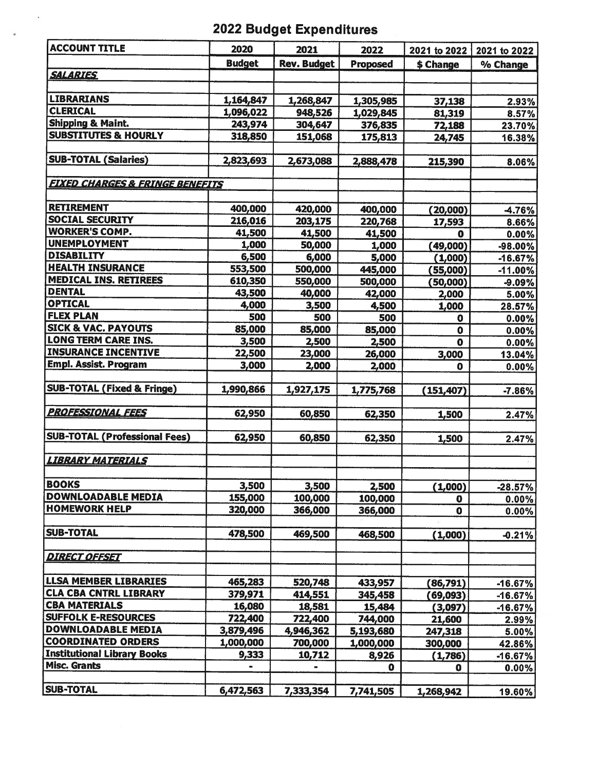# 2022 Budget Expenditures

| ACCOUNT TITLE | 2020 | 2021 | 2022 | 2021 to 2022 | 2021 to 2022 |
|---|---|---|---|---|---|
| | Budget | Rev. Budget | Proposed | $ Change | % Change |
| ***SALARIES*** | | | | | |
| | | | | | |
| LIBRARIANS | 1,164,847 | 1,268,847 | 1,305,985 | 37,138 | 2.93% |
| CLERICAL | 1,096,022 | 948,526 | 1,029,845 | 81,319 | 8.57% |
| Shipping & Maint. | 243,974 | 304,647 | 376,835 | 72,188 | 23.70% |
| SUBSTITUTES & HOURLY | 318,850 | 151,068 | 175,813 | 24,745 | 16.38% |
| | | | | | |
| SUB-TOTAL (Salaries) | 2,823,693 | 2,673,088 | 2,888,478 | 215,390 | 8.06% |
| | | | | | |
| ***FIXED CHARGES & FRINGE BENEFITS*** | | | | | |
| | | | | | |
| RETIREMENT | 400,000 | 420,000 | 400,000 | (20,000) | -4.76% |
| SOCIAL SECURITY | 216,016 | 203,175 | 220,768 | 17,593 | 8.66% |
| WORKER'S COMP. | 41,500 | 41,500 | 41,500 | 0 | 0.00% |
| UNEMPLOYMENT | 1,000 | 50,000 | 1,000 | (49,000) | -98.00% |
| DISABILITY | 6,500 | 6,000 | 5,000 | (1,000) | -16.67% |
| HEALTH INSURANCE | 553,500 | 500,000 | 445,000 | (55,000) | -11.00% |
| MEDICAL INS. RETIREES | 610,350 | 550,000 | 500,000 | (50,000) | -9.09% |
| DENTAL | 43,500 | 40,000 | 42,000 | 2,000 | 5.00% |
| OPTICAL | 4,000 | 3,500 | 4,500 | 1,000 | 28.57% |
| FLEX PLAN | 500 | 500 | 500 | 0 | 0.00% |
| SICK & VAC. PAYOUTS | 85,000 | 85,000 | 85,000 | 0 | 0.00% |
| LONG TERM CARE INS. | 3,500 | 2,500 | 2,500 | 0 | 0.00% |
| INSURANCE INCENTIVE | 22,500 | 23,000 | 26,000 | 3,000 | 13.04% |
| Empl. Assist. Program | 3,000 | 2,000 | 2,000 | 0 | 0.00% |
| | | | | | |
| SUB-TOTAL (Fixed & Fringe) | 1,990,866 | 1,927,175 | 1,775,768 | (151,407) | -7.86% |
| | | | | | |
| ***PROFESSIONAL FEES*** | 62,950 | 60,850 | 62,350 | 1,500 | 2.47% |
| | | | | | |
| SUB-TOTAL (Professional Fees) | 62,950 | 60,850 | 62,350 | 1,500 | 2.47% |
| | | | | | |
| ***LIBRARY MATERIALS*** | | | | | |
| | | | | | |
| BOOKS | 3,500 | 3,500 | 2,500 | (1,000) | -28.57% |
| DOWNLOADABLE MEDIA | 155,000 | 100,000 | 100,000 | 0 | 0.00% |
| HOMEWORK HELP | 320,000 | 366,000 | 366,000 | 0 | 0.00% |
| | | | | | |
| SUB-TOTAL | 478,500 | 469,500 | 468,500 | (1,000) | -0.21% |
| | | | | | |
| ***DIRECT OFFSET*** | | | | | |
| | | | | | |
| LLSA MEMBER LIBRARIES | 465,283 | 520,748 | 433,957 | (86,791) | -16.67% |
| CLA CBA CNTRL LIBRARY | 379,971 | 414,551 | 345,458 | (69,093) | -16.67% |
| CBA MATERIALS | 16,080 | 18,581 | 15,484 | (3,097) | -16.67% |
| SUFFOLK E-RESOURCES | 722,400 | 722,400 | 744,000 | 21,600 | 2.99% |
| DOWNLOADABLE MEDIA | 3,879,496 | 4,946,362 | 5,193,680 | 247,318 | 5.00% |
| COORDINATED ORDERS | 1,000,000 | 700,000 | 1,000,000 | 300,000 | 42.86% |
| Institutional Library Books | 9,333 | 10,712 | 8,926 | (1,786) | -16.67% |
| Misc. Grants | - | - | 0 | 0 | 0.00% |
| | | | | | |
| SUB-TOTAL | 6,472,563 | 7,333,354 | 7,741,505 | 1,268,942 | 19.60% |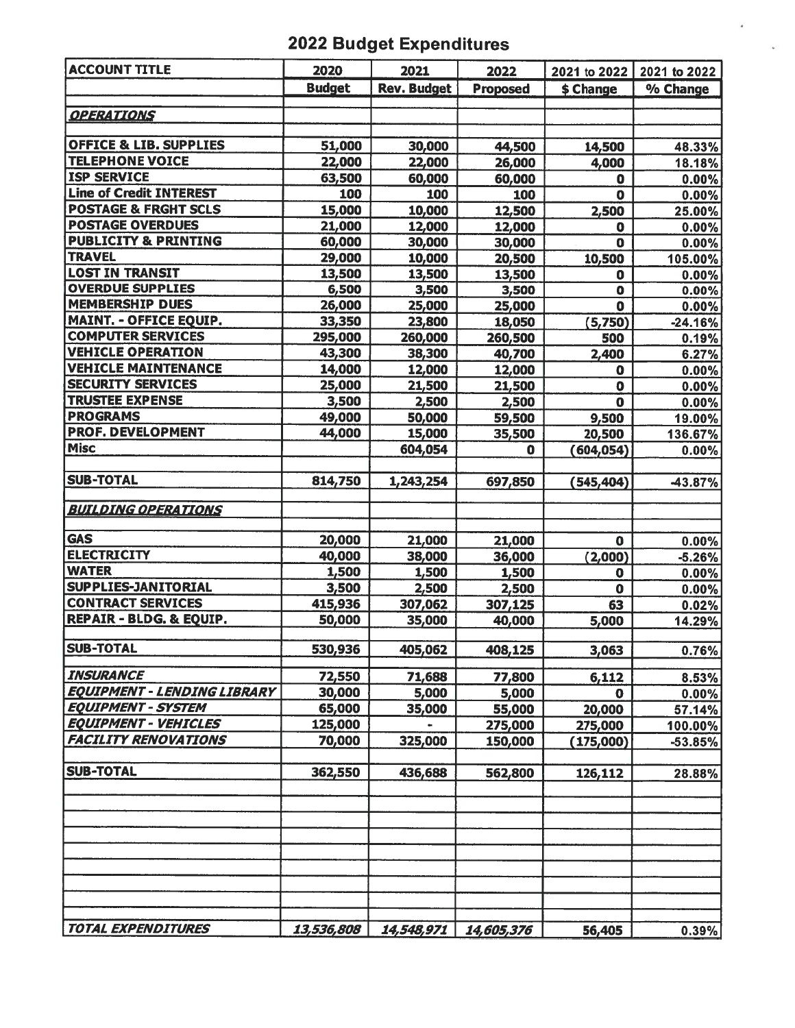# 2022 Budget Expenditures

| ACCOUNT TITLE | 2020 Budget | 2021 Rev. Budget | 2022 Proposed | 2021 to 2022 $ Change | 2021 to 2022 % Change |
|---|---|---|---|---|---|
| ***OPERATIONS*** | | | | | |
| **OFFICE & LIB. SUPPLIES** | 51,000 | 30,000 | 44,500 | 14,500 | 48.33% |
| **TELEPHONE VOICE** | 22,000 | 22,000 | 26,000 | 4,000 | 18.18% |
| **ISP SERVICE** | 63,500 | 60,000 | 60,000 | 0 | 0.00% |
| **Line of Credit INTEREST** | 100 | 100 | 100 | 0 | 0.00% |
| **POSTAGE & FRGHT SCLS** | 15,000 | 10,000 | 12,500 | 2,500 | 25.00% |
| **POSTAGE OVERDUES** | 21,000 | 12,000 | 12,000 | 0 | 0.00% |
| **PUBLICITY & PRINTING** | 60,000 | 30,000 | 30,000 | 0 | 0.00% |
| **TRAVEL** | 29,000 | 10,000 | 20,500 | 10,500 | 105.00% |
| **LOST IN TRANSIT** | 13,500 | 13,500 | 13,500 | 0 | 0.00% |
| **OVERDUE SUPPLIES** | 6,500 | 3,500 | 3,500 | 0 | 0.00% |
| **MEMBERSHIP DUES** | 26,000 | 25,000 | 25,000 | 0 | 0.00% |
| **MAINT. - OFFICE EQUIP.** | 33,350 | 23,800 | 18,050 | (5,750) | -24.16% |
| **COMPUTER SERVICES** | 295,000 | 260,000 | 260,500 | 500 | 0.19% |
| **VEHICLE OPERATION** | 43,300 | 38,300 | 40,700 | 2,400 | 6.27% |
| **VEHICLE MAINTENANCE** | 14,000 | 12,000 | 12,000 | 0 | 0.00% |
| **SECURITY SERVICES** | 25,000 | 21,500 | 21,500 | 0 | 0.00% |
| **TRUSTEE EXPENSE** | 3,500 | 2,500 | 2,500 | 0 | 0.00% |
| **PROGRAMS** | 49,000 | 50,000 | 59,500 | 9,500 | 19.00% |
| **PROF. DEVELOPMENT** | 44,000 | 15,000 | 35,500 | 20,500 | 136.67% |
| **Misc** | | 604,054 | 0 | (604,054) | 0.00% |
| **SUB-TOTAL** | 814,750 | 1,243,254 | 697,850 | (545,404) | -43.87% |
| ***BUILDING OPERATIONS*** | | | | | |
| **GAS** | 20,000 | 21,000 | 21,000 | 0 | 0.00% |
| **ELECTRICITY** | 40,000 | 38,000 | 36,000 | (2,000) | -5.26% |
| **WATER** | 1,500 | 1,500 | 1,500 | 0 | 0.00% |
| **SUPPLIES-JANITORIAL** | 3,500 | 2,500 | 2,500 | 0 | 0.00% |
| **CONTRACT SERVICES** | 415,936 | 307,062 | 307,125 | 63 | 0.02% |
| **REPAIR - BLDG. & EQUIP.** | 50,000 | 35,000 | 40,000 | 5,000 | 14.29% |
| **SUB-TOTAL** | 530,936 | 405,062 | 408,125 | 3,063 | 0.76% |
| ***INSURANCE*** | 72,550 | 71,688 | 77,800 | 6,112 | 8.53% |
| ***EQUIPMENT - LENDING LIBRARY*** | 30,000 | 5,000 | 5,000 | 0 | 0.00% |
| ***EQUIPMENT - SYSTEM*** | 65,000 | 35,000 | 55,000 | 20,000 | 57.14% |
| ***EQUIPMENT - VEHICLES*** | 125,000 | - | 275,000 | 275,000 | 100.00% |
| ***FACILITY RENOVATIONS*** | 70,000 | 325,000 | 150,000 | (175,000) | -53.85% |
| **SUB-TOTAL** | 362,550 | 436,688 | 562,800 | 126,112 | 28.88% |
| ***TOTAL EXPENDITURES*** | *13,536,808* | *14,548,971* | *14,605,376* | 56,405 | 0.39% |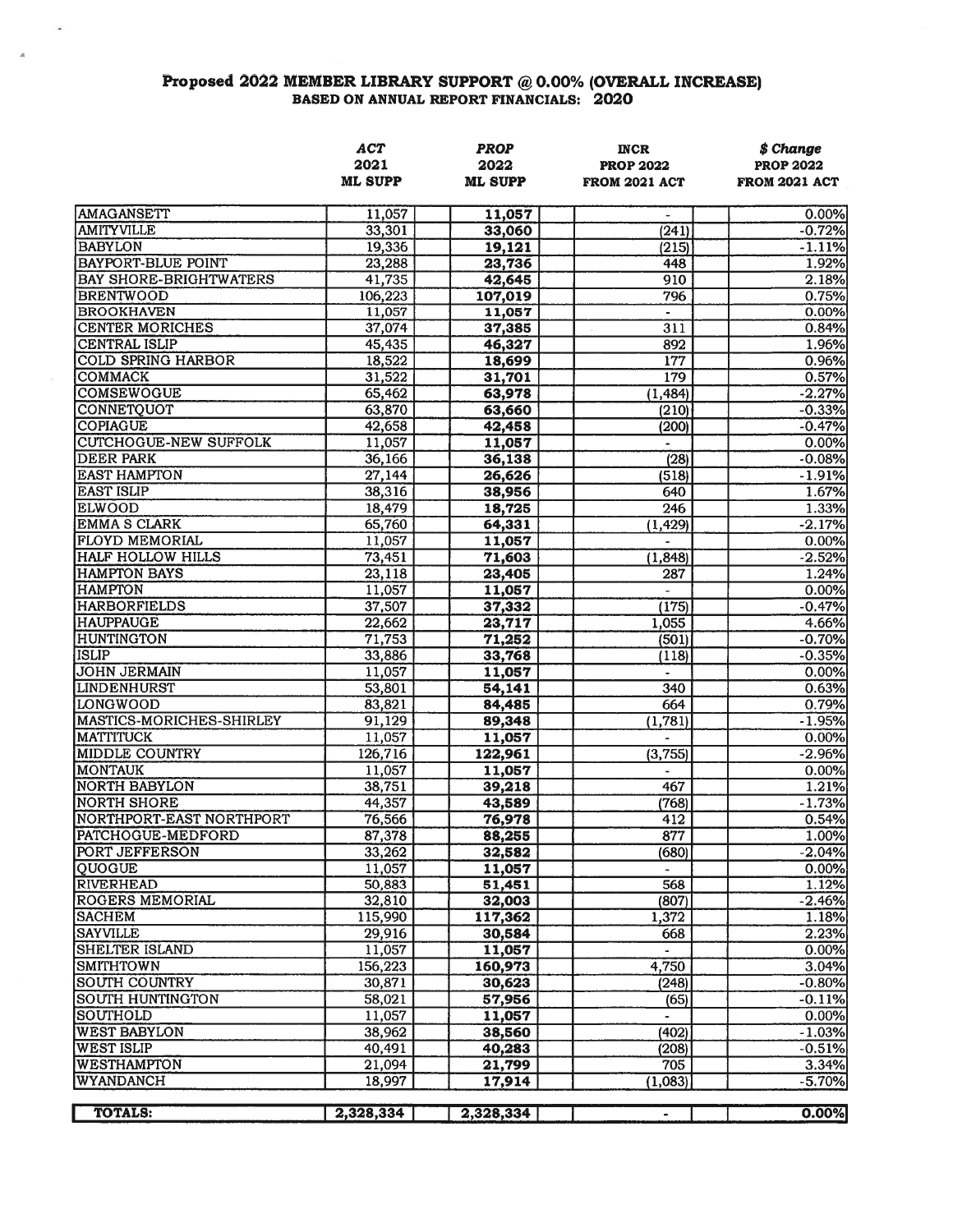## Proposed 2022 MEMBER LIBRARY SUPPORT @ 0.00% (OVERALL INCREASE)

### BASED ON ANNUAL REPORT FINANCIALS: 2020

| | *ACT* 2021 ML SUPP | *PROP* 2022 ML SUPP | INCR PROP 2022 FROM 2021 ACT | *$ Change* PROP 2022 FROM 2021 ACT |
|---|---|---|---|---|
| AMAGANSETT | 11,057 | **11,057** | - | 0.00% |
| AMITYVILLE | 33,301 | **33,060** | (241) | -0.72% |
| BABYLON | 19,336 | **19,121** | (215) | -1.11% |
| BAYPORT-BLUE POINT | 23,288 | **23,736** | 448 | 1.92% |
| BAY SHORE-BRIGHTWATERS | 41,735 | **42,645** | 910 | 2.18% |
| BRENTWOOD | 106,223 | **107,019** | 796 | 0.75% |
| BROOKHAVEN | 11,057 | **11,057** | - | 0.00% |
| CENTER MORICHES | 37,074 | **37,385** | 311 | 0.84% |
| CENTRAL ISLIP | 45,435 | **46,327** | 892 | 1.96% |
| COLD SPRING HARBOR | 18,522 | **18,699** | 177 | 0.96% |
| COMMACK | 31,522 | **31,701** | 179 | 0.57% |
| COMSEWOGUE | 65,462 | **63,978** | (1,484) | -2.27% |
| CONNETQUOT | 63,870 | **63,660** | (210) | -0.33% |
| COPIAGUE | 42,658 | **42,458** | (200) | -0.47% |
| CUTCHOGUE-NEW SUFFOLK | 11,057 | **11,057** | - | 0.00% |
| DEER PARK | 36,166 | **36,138** | (28) | -0.08% |
| EAST HAMPTON | 27,144 | **26,626** | (518) | -1.91% |
| EAST ISLIP | 38,316 | **38,956** | 640 | 1.67% |
| ELWOOD | 18,479 | **18,725** | 246 | 1.33% |
| EMMA S CLARK | 65,760 | **64,331** | (1,429) | -2.17% |
| FLOYD MEMORIAL | 11,057 | **11,057** | - | 0.00% |
| HALF HOLLOW HILLS | 73,451 | **71,603** | (1,848) | -2.52% |
| HAMPTON BAYS | 23,118 | **23,405** | 287 | 1.24% |
| HAMPTON | 11,057 | **11,057** | - | 0.00% |
| HARBORFIELDS | 37,507 | **37,332** | (175) | -0.47% |
| HAUPPAUGE | 22,662 | **23,717** | 1,055 | 4.66% |
| HUNTINGTON | 71,753 | **71,252** | (501) | -0.70% |
| ISLIP | 33,886 | **33,768** | (118) | -0.35% |
| JOHN JERMAIN | 11,057 | **11,057** | - | 0.00% |
| LINDENHURST | 53,801 | **54,141** | 340 | 0.63% |
| LONGWOOD | 83,821 | **84,485** | 664 | 0.79% |
| MASTICS-MORICHES-SHIRLEY | 91,129 | **89,348** | (1,781) | -1.95% |
| MATTITUCK | 11,057 | **11,057** | - | 0.00% |
| MIDDLE COUNTRY | 126,716 | **122,961** | (3,755) | -2.96% |
| MONTAUK | 11,057 | **11,057** | - | 0.00% |
| NORTH BABYLON | 38,751 | **39,218** | 467 | 1.21% |
| NORTH SHORE | 44,357 | **43,589** | (768) | -1.73% |
| NORTHPORT-EAST NORTHPORT | 76,566 | **76,978** | 412 | 0.54% |
| PATCHOGUE-MEDFORD | 87,378 | **88,255** | 877 | 1.00% |
| PORT JEFFERSON | 33,262 | **32,582** | (680) | -2.04% |
| QUOGUE | 11,057 | **11,057** | - | 0.00% |
| RIVERHEAD | 50,883 | **51,451** | 568 | 1.12% |
| ROGERS MEMORIAL | 32,810 | **32,003** | (807) | -2.46% |
| SACHEM | 115,990 | **117,362** | 1,372 | 1.18% |
| SAYVILLE | 29,916 | **30,584** | 668 | 2.23% |
| SHELTER ISLAND | 11,057 | **11,057** | - | 0.00% |
| SMITHTOWN | 156,223 | **160,973** | 4,750 | 3.04% |
| SOUTH COUNTRY | 30,871 | **30,623** | (248) | -0.80% |
| SOUTH HUNTINGTON | 58,021 | **57,956** | (65) | -0.11% |
| SOUTHOLD | 11,057 | **11,057** | - | 0.00% |
| WEST BABYLON | 38,962 | **38,560** | (402) | -1.03% |
| WEST ISLIP | 40,491 | **40,283** | (208) | -0.51% |
| WESTHAMPTON | 21,094 | **21,799** | 705 | 3.34% |
| WYANDANCH | 18,997 | **17,914** | (1,083) | -5.70% |
| **TOTALS:** | **2,328,334** | **2,328,334** | - | **0.00%** |